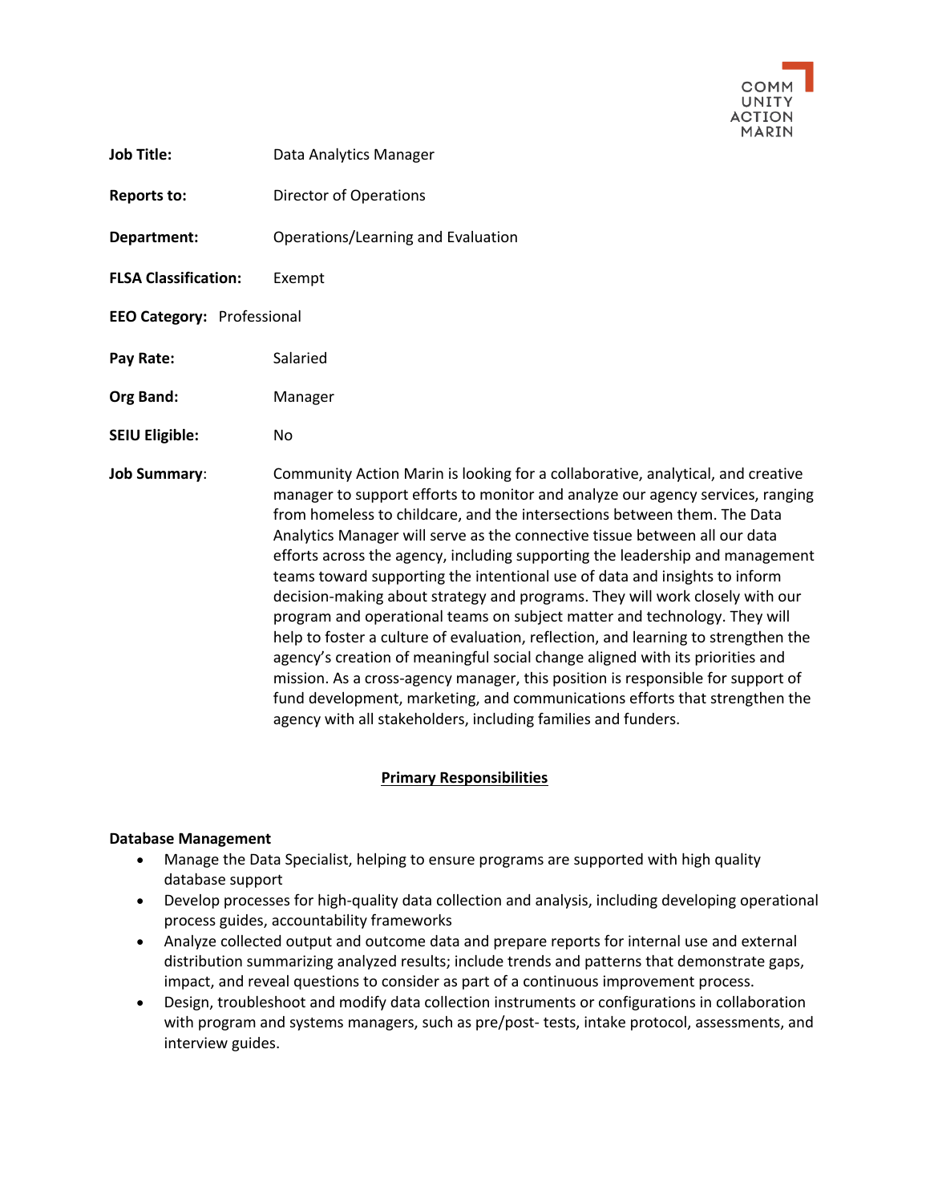COMMUNITY ACTION MARIN

**Job Title:** Data Analytics Manager

**Reports to:** Director of Operations

**Department:** Operations/Learning and Evaluation

**FLSA Classification:** Exempt

**EEO Category:** Professional

**Pay Rate:** Salaried

**Org Band:** Manager

**SEIU Eligible:** No

**Job Summary:** Community Action Marin is looking for a collaborative, analytical, and creative manager to support efforts to monitor and analyze our agency services, ranging from homeless to childcare, and the intersections between them. The Data Analytics Manager will serve as the connective tissue between all our data efforts across the agency, including supporting the leadership and management teams toward supporting the intentional use of data and insights to inform decision-making about strategy and programs. They will work closely with our program and operational teams on subject matter and technology. They will help to foster a culture of evaluation, reflection, and learning to strengthen the agency's creation of meaningful social change aligned with its priorities and mission. As a cross-agency manager, this position is responsible for support of fund development, marketing, and communications efforts that strengthen the agency with all stakeholders, including families and funders.

## Primary Responsibilities

**Database Management**

- Manage the Data Specialist, helping to ensure programs are supported with high quality database support
- Develop processes for high-quality data collection and analysis, including developing operational process guides, accountability frameworks
- Analyze collected output and outcome data and prepare reports for internal use and external distribution summarizing analyzed results; include trends and patterns that demonstrate gaps, impact, and reveal questions to consider as part of a continuous improvement process.
- Design, troubleshoot and modify data collection instruments or configurations in collaboration with program and systems managers, such as pre/post- tests, intake protocol, assessments, and interview guides.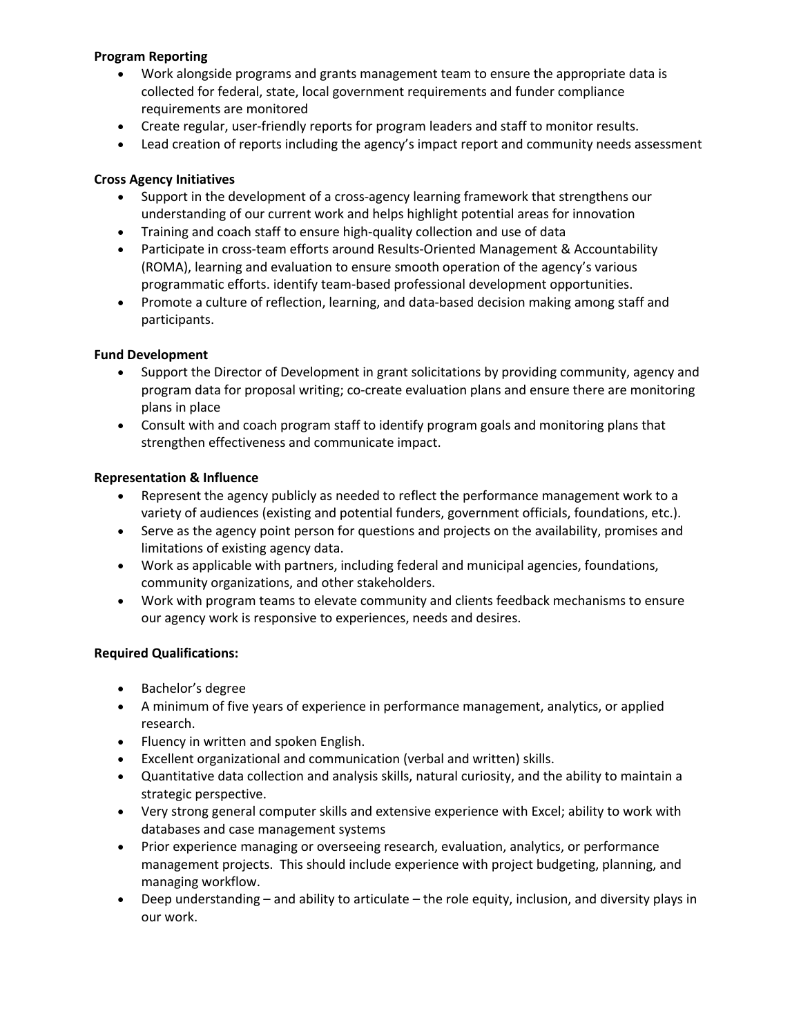**Program Reporting**

- Work alongside programs and grants management team to ensure the appropriate data is collected for federal, state, local government requirements and funder compliance requirements are monitored
- Create regular, user-friendly reports for program leaders and staff to monitor results.
- Lead creation of reports including the agency's impact report and community needs assessment

**Cross Agency Initiatives**

- Support in the development of a cross-agency learning framework that strengthens our understanding of our current work and helps highlight potential areas for innovation
- Training and coach staff to ensure high-quality collection and use of data
- Participate in cross-team efforts around Results-Oriented Management & Accountability (ROMA), learning and evaluation to ensure smooth operation of the agency's various programmatic efforts. identify team-based professional development opportunities.
- Promote a culture of reflection, learning, and data-based decision making among staff and participants.

**Fund Development**

- Support the Director of Development in grant solicitations by providing community, agency and program data for proposal writing; co-create evaluation plans and ensure there are monitoring plans in place
- Consult with and coach program staff to identify program goals and monitoring plans that strengthen effectiveness and communicate impact.

**Representation & Influence**

- Represent the agency publicly as needed to reflect the performance management work to a variety of audiences (existing and potential funders, government officials, foundations, etc.).
- Serve as the agency point person for questions and projects on the availability, promises and limitations of existing agency data.
- Work as applicable with partners, including federal and municipal agencies, foundations, community organizations, and other stakeholders.
- Work with program teams to elevate community and clients feedback mechanisms to ensure our agency work is responsive to experiences, needs and desires.

**Required Qualifications:**

- Bachelor's degree
- A minimum of five years of experience in performance management, analytics, or applied research.
- Fluency in written and spoken English.
- Excellent organizational and communication (verbal and written) skills.
- Quantitative data collection and analysis skills, natural curiosity, and the ability to maintain a strategic perspective.
- Very strong general computer skills and extensive experience with Excel; ability to work with databases and case management systems
- Prior experience managing or overseeing research, evaluation, analytics, or performance management projects. This should include experience with project budgeting, planning, and managing workflow.
- Deep understanding – and ability to articulate – the role equity, inclusion, and diversity plays in our work.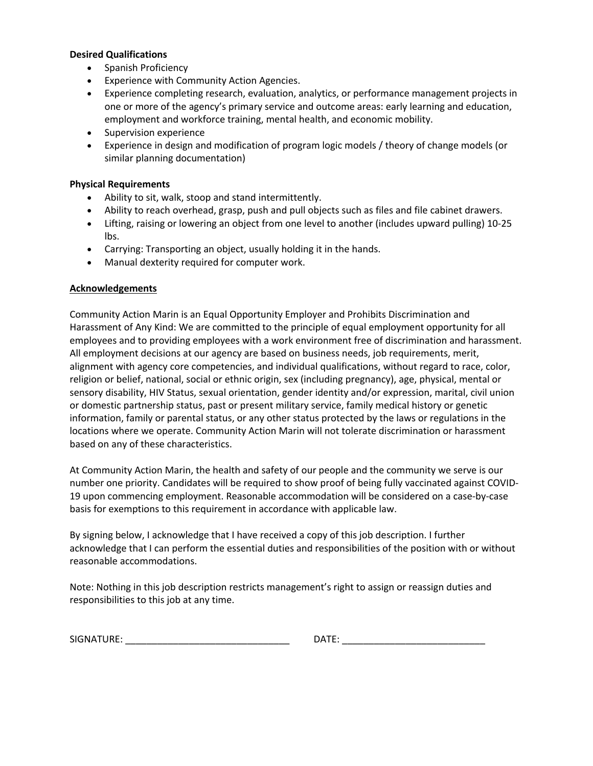**Desired Qualifications**

- Spanish Proficiency
- Experience with Community Action Agencies.
- Experience completing research, evaluation, analytics, or performance management projects in one or more of the agency's primary service and outcome areas: early learning and education, employment and workforce training, mental health, and economic mobility.
- Supervision experience
- Experience in design and modification of program logic models / theory of change models (or similar planning documentation)

**Physical Requirements**

- Ability to sit, walk, stoop and stand intermittently.
- Ability to reach overhead, grasp, push and pull objects such as files and file cabinet drawers.
- Lifting, raising or lowering an object from one level to another (includes upward pulling) 10-25 lbs.
- Carrying: Transporting an object, usually holding it in the hands.
- Manual dexterity required for computer work.

**Acknowledgements**

Community Action Marin is an Equal Opportunity Employer and Prohibits Discrimination and Harassment of Any Kind: We are committed to the principle of equal employment opportunity for all employees and to providing employees with a work environment free of discrimination and harassment. All employment decisions at our agency are based on business needs, job requirements, merit, alignment with agency core competencies, and individual qualifications, without regard to race, color, religion or belief, national, social or ethnic origin, sex (including pregnancy), age, physical, mental or sensory disability, HIV Status, sexual orientation, gender identity and/or expression, marital, civil union or domestic partnership status, past or present military service, family medical history or genetic information, family or parental status, or any other status protected by the laws or regulations in the locations where we operate. Community Action Marin will not tolerate discrimination or harassment based on any of these characteristics.

At Community Action Marin, the health and safety of our people and the community we serve is our number one priority. Candidates will be required to show proof of being fully vaccinated against COVID-19 upon commencing employment. Reasonable accommodation will be considered on a case-by-case basis for exemptions to this requirement in accordance with applicable law.

By signing below, I acknowledge that I have received a copy of this job description. I further acknowledge that I can perform the essential duties and responsibilities of the position with or without reasonable accommodations.

Note: Nothing in this job description restricts management's right to assign or reassign duties and responsibilities to this job at any time.

SIGNATURE: ________________________________ DATE: ____________________________